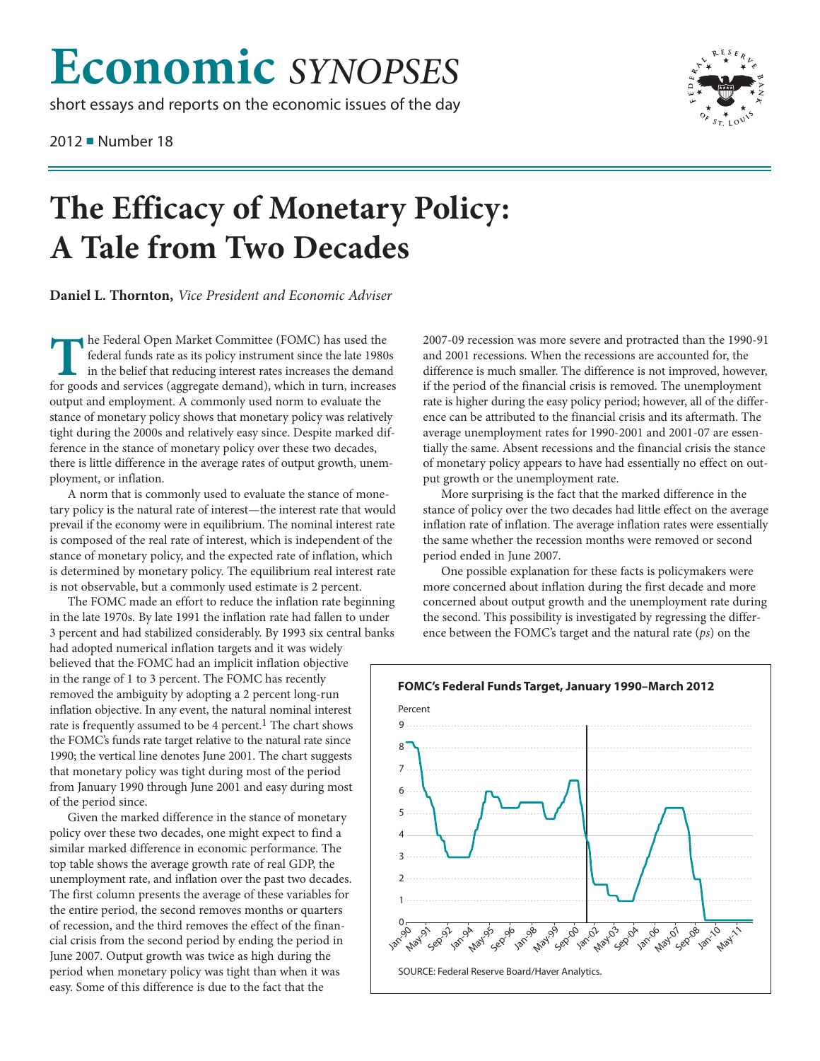# Economic *SYNOPSES*

short essays and reports on the economic issues of the day

2012 ■ Number 18

# The Efficacy of Monetary Policy: A Tale from Two Decades

**Daniel L. Thornton,** *Vice President and Economic Adviser*

The Federal Open Market Committee (FOMC) has used the federal funds rate as its policy instrument since the late 1980s in the belief that reducing interest rates increases the demand for goods and services (aggregate demand), which in turn, increases output and employment. A commonly used norm to evaluate the stance of monetary policy shows that monetary policy was relatively tight during the 2000s and relatively easy since. Despite marked difference in the stance of monetary policy over these two decades, there is little difference in the average rates of output growth, unemployment, or inflation.

A norm that is commonly used to evaluate the stance of monetary policy is the natural rate of interest—the interest rate that would prevail if the economy were in equilibrium. The nominal interest rate is composed of the real rate of interest, which is independent of the stance of monetary policy, and the expected rate of inflation, which is determined by monetary policy. The equilibrium real interest rate is not observable, but a commonly used estimate is 2 percent.

The FOMC made an effort to reduce the inflation rate beginning in the late 1970s. By late 1991 the inflation rate had fallen to under 3 percent and had stabilized considerably. By 1993 six central banks had adopted numerical inflation targets and it was widely believed that the FOMC had an implicit inflation objective in the range of 1 to 3 percent. The FOMC has recently removed the ambiguity by adopting a 2 percent long-run inflation objective. In any event, the natural nominal interest rate is frequently assumed to be 4 percent.[1] The chart shows the FOMC's funds rate target relative to the natural rate since 1990; the vertical line denotes June 2001. The chart suggests that monetary policy was tight during most of the period from January 1990 through June 2001 and easy during most of the period since.

Given the marked difference in the stance of monetary policy over these two decades, one might expect to find a similar marked difference in economic performance. The top table shows the average growth rate of real GDP, the unemployment rate, and inflation over the past two decades. The first column presents the average of these variables for the entire period, the second removes months or quarters of recession, and the third removes the effect of the financial crisis from the second period by ending the period in June 2007. Output growth was twice as high during the period when monetary policy was tight than when it was easy. Some of this difference is due to the fact that the 2007-09 recession was more severe and protracted than the 1990-91 and 2001 recessions. When the recessions are accounted for, the difference is much smaller. The difference is not improved, however, if the period of the financial crisis is removed. The unemployment rate is higher during the easy policy period; however, all of the difference can be attributed to the financial crisis and its aftermath. The average unemployment rates for 1990-2001 and 2001-07 are essentially the same. Absent recessions and the financial crisis the stance of monetary policy appears to have had essentially no effect on output growth or the unemployment rate.

More surprising is the fact that the marked difference in the stance of policy over the two decades had little effect on the average inflation rate of inflation. The average inflation rates were essentially the same whether the recession months were removed or second period ended in June 2007.

One possible explanation for these facts is policymakers were more concerned about inflation during the first decade and more concerned about output growth and the unemployment rate during the second. This possibility is investigated by regressing the difference between the FOMC's target and the natural rate (*ps*) on the

**FOMC's Federal Funds Target, January 1990–March 2012**

SOURCE: Federal Reserve Board/Haver Analytics.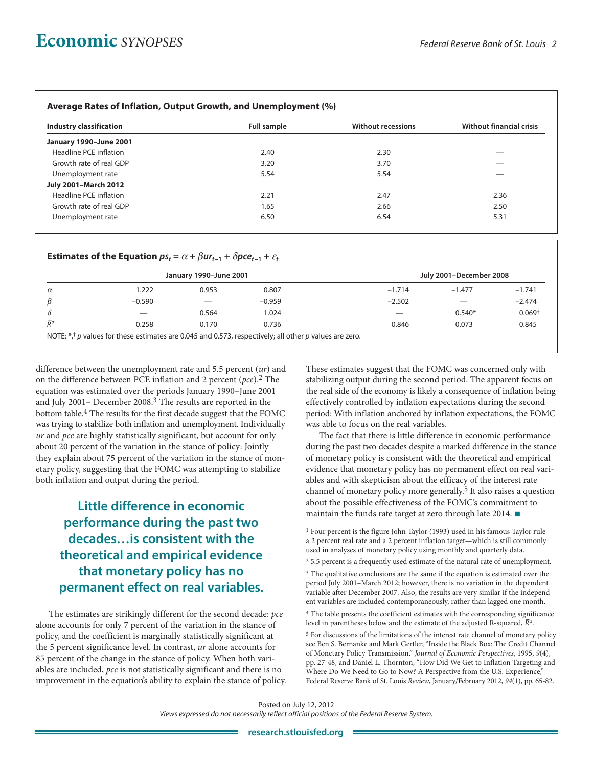**Average Rates of Inflation, Output Growth, and Unemployment (%)**

| Industry classification | Full sample | Without recessions | Without financial crisis |
|---|---|---|---|
| **January 1990–June 2001** | | | |
| Headline PCE inflation | 2.40 | 2.30 | — |
| Growth rate of real GDP | 3.20 | 3.70 | — |
| Unemployment rate | 5.54 | 5.54 | — |
| **July 2001–March 2012** | | | |
| Headline PCE inflation | 2.21 | 2.47 | 2.36 |
| Growth rate of real GDP | 1.65 | 2.66 | 2.50 |
| Unemployment rate | 6.50 | 6.54 | 5.31 |

**Estimates of the Equation $ps_t = \alpha + \beta ur_{t-1} + \delta pce_{t-1} + \varepsilon_t$**

| | January 1990–June 2001 | | | July 2001–December 2008 | | |
|---|---|---|---|---|---|---|
| $\alpha$ | 1.222 | 0.953 | 0.807 | −1.714 | −1.477 | −1.741 |
| $\beta$ | −0.590 | — | −0.959 | −2.502 | — | −2.474 |
| $\delta$ | — | 0.564 | 1.024 | — | 0.540* | 0.069† |
| $\bar{R}^2$ | 0.258 | 0.170 | 0.736 | 0.846 | 0.073 | 0.845 |

NOTE: *,† $p$ values for these estimates are 0.045 and 0.573, respectively; all other $p$ values are zero.

difference between the unemployment rate and 5.5 percent (*ur*) and on the difference between PCE inflation and 2 percent (*pce*).[2] The equation was estimated over the periods January 1990–June 2001 and July 2001– December 2008.[3] The results are reported in the bottom table.[4] The results for the first decade suggest that the FOMC was trying to stabilize both inflation and unemployment. Individually *ur* and *pce* are highly statistically significant, but account for only about 20 percent of the variation in the stance of policy: Jointly they explain about 75 percent of the variation in the stance of monetary policy, suggesting that the FOMC was attempting to stabilize both inflation and output during the period.

**Little difference in economic performance during the past two decades…is consistent with the theoretical and empirical evidence that monetary policy has no permanent effect on real variables.**

The estimates are strikingly different for the second decade: *pce* alone accounts for only 7 percent of the variation in the stance of policy, and the coefficient is marginally statistically significant at the 5 percent significance level. In contrast, *ur* alone accounts for 85 percent of the change in the stance of policy. When both variables are included, *pce* is not statistically significant and there is no improvement in the equation's ability to explain the stance of policy. These estimates suggest that the FOMC was concerned only with stabilizing output during the second period. The apparent focus on the real side of the economy is likely a consequence of inflation being effectively controlled by inflation expectations during the second period: With inflation anchored by inflation expectations, the FOMC was able to focus on the real variables.

The fact that there is little difference in economic performance during the past two decades despite a marked difference in the stance of monetary policy is consistent with the theoretical and empirical evidence that monetary policy has no permanent effect on real variables and with skepticism about the efficacy of the interest rate channel of monetary policy more generally.[5] It also raises a question about the possible effectiveness of the FOMC's commitment to maintain the funds rate target at zero through late 2014. ■

[1] Four percent is the figure John Taylor (1993) used in his famous Taylor rule—a 2 percent real rate and a 2 percent inflation target—which is still commonly used in analyses of monetary policy using monthly and quarterly data.

[2] 5.5 percent is a frequently used estimate of the natural rate of unemployment.

[3] The qualitative conclusions are the same if the equation is estimated over the period July 2001–March 2012; however, there is no variation in the dependent variable after December 2007. Also, the results are very similar if the independent variables are included contemporaneously, rather than lagged one month.

[4] The table presents the coefficient estimates with the corresponding significance level in parentheses below and the estimate of the adjusted R-squared, $\bar{R}^2$.

[5] For discussions of the limitations of the interest rate channel of monetary policy see Ben S. Bernanke and Mark Gertler, "Inside the Black Box: The Credit Channel of Monetary Policy Transmission." *Journal of Economic Perspectives*, 1995, *9*(4), pp. 27-48, and Daniel L. Thornton, "How Did We Get to Inflation Targeting and Where Do We Need to Go to Now? A Perspective from the U.S. Experience," Federal Reserve Bank of St. Louis *Review*, January/February 2012, *94*(1), pp. 65-82.

Posted on July 12, 2012

*Views expressed do not necessarily reflect official positions of the Federal Reserve System.*